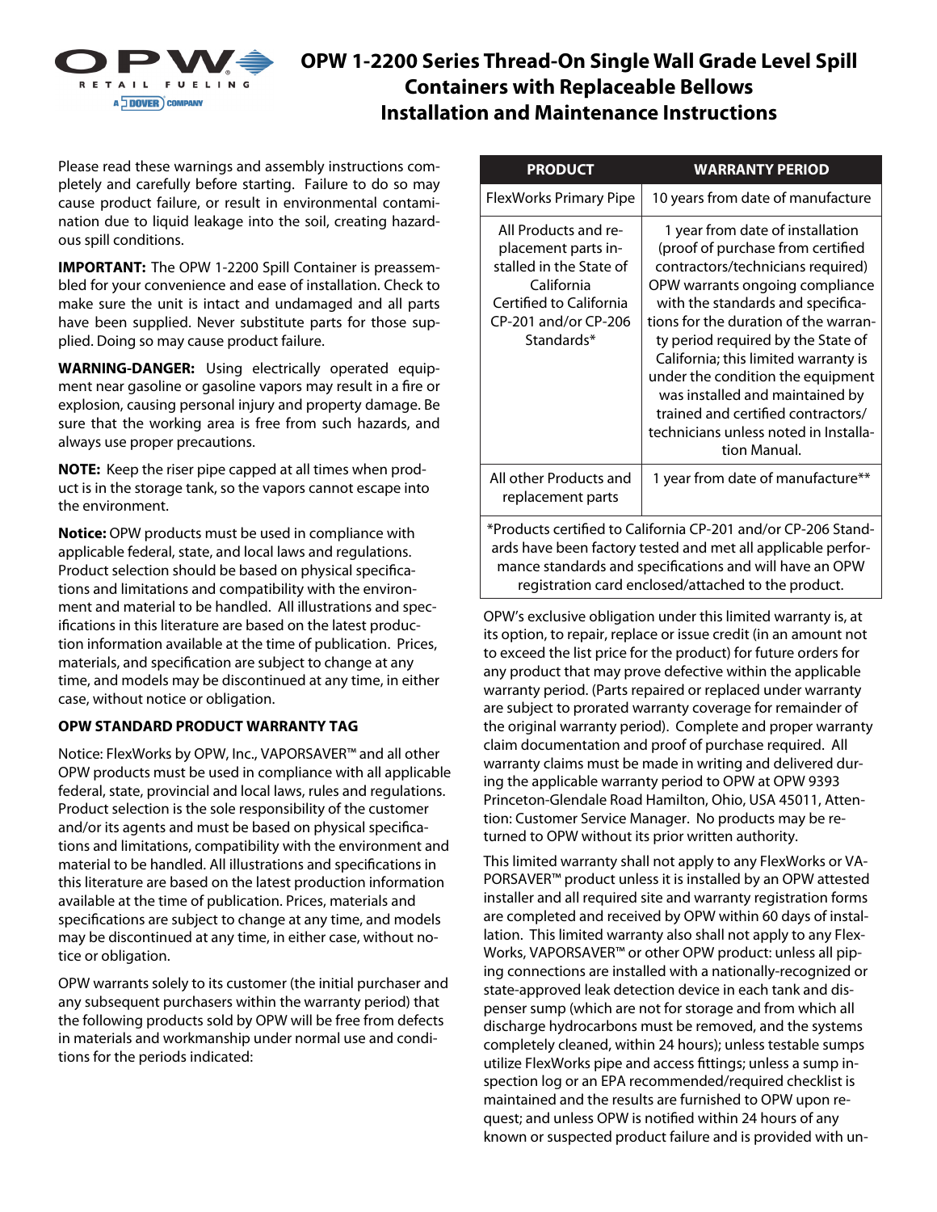# OPW 1-2200 Series Thread-On Single Wall Grade Level Spill Containers with Replaceable Bellows Installation and Maintenance Instructions

Please read these warnings and assembly instructions completely and carefully before starting. Failure to do so may cause product failure, or result in environmental contamination due to liquid leakage into the soil, creating hazardous spill conditions.

**IMPORTANT:** The OPW 1-2200 Spill Container is preassembled for your convenience and ease of installation. Check to make sure the unit is intact and undamaged and all parts have been supplied. Never substitute parts for those supplied. Doing so may cause product failure.

**WARNING-DANGER:** Using electrically operated equipment near gasoline or gasoline vapors may result in a fire or explosion, causing personal injury and property damage. Be sure that the working area is free from such hazards, and always use proper precautions.

**NOTE:** Keep the riser pipe capped at all times when product is in the storage tank, so the vapors cannot escape into the environment.

**Notice:** OPW products must be used in compliance with applicable federal, state, and local laws and regulations. Product selection should be based on physical specifications and limitations and compatibility with the environment and material to be handled. All illustrations and specifications in this literature are based on the latest production information available at the time of publication. Prices, materials, and specification are subject to change at any time, and models may be discontinued at any time, in either case, without notice or obligation.

**OPW STANDARD PRODUCT WARRANTY TAG**

Notice: FlexWorks by OPW, Inc., VAPORSAVER™ and all other OPW products must be used in compliance with all applicable federal, state, provincial and local laws, rules and regulations. Product selection is the sole responsibility of the customer and/or its agents and must be based on physical specifications and limitations, compatibility with the environment and material to be handled. All illustrations and specifications in this literature are based on the latest production information available at the time of publication. Prices, materials and specifications are subject to change at any time, and models may be discontinued at any time, in either case, without notice or obligation.

OPW warrants solely to its customer (the initial purchaser and any subsequent purchasers within the warranty period) that the following products sold by OPW will be free from defects in materials and workmanship under normal use and conditions for the periods indicated:

| PRODUCT | WARRANTY PERIOD |
|---|---|
| FlexWorks Primary Pipe | 10 years from date of manufacture |
| All Products and replacement parts installed in the State of California Certified to California CP-201 and/or CP-206 Standards* | 1 year from date of installation (proof of purchase from certified contractors/technicians required) OPW warrants ongoing compliance with the standards and specifications for the duration of the warranty period required by the State of California; this limited warranty is under the condition the equipment was installed and maintained by trained and certified contractors/technicians unless noted in Installation Manual. |
| All other Products and replacement parts | 1 year from date of manufacture** |

*Products certified to California CP-201 and/or CP-206 Standards have been factory tested and met all applicable performance standards and specifications and will have an OPW registration card enclosed/attached to the product.

OPW's exclusive obligation under this limited warranty is, at its option, to repair, replace or issue credit (in an amount not to exceed the list price for the product) for future orders for any product that may prove defective within the applicable warranty period. (Parts repaired or replaced under warranty are subject to prorated warranty coverage for remainder of the original warranty period). Complete and proper warranty claim documentation and proof of purchase required. All warranty claims must be made in writing and delivered during the applicable warranty period to OPW at OPW 9393 Princeton-Glendale Road Hamilton, Ohio, USA 45011, Attention: Customer Service Manager. No products may be returned to OPW without its prior written authority.

This limited warranty shall not apply to any FlexWorks or VAPORSAVER™ product unless it is installed by an OPW attested installer and all required site and warranty registration forms are completed and received by OPW within 60 days of installation. This limited warranty also shall not apply to any FlexWorks, VAPORSAVER™ or other OPW product: unless all piping connections are installed with a nationally-recognized or state-approved leak detection device in each tank and dispenser sump (which are not for storage and from which all discharge hydrocarbons must be removed, and the systems completely cleaned, within 24 hours); unless testable sumps utilize FlexWorks pipe and access fittings; unless a sump inspection log or an EPA recommended/required checklist is maintained and the results are furnished to OPW upon request; and unless OPW is notified within 24 hours of any known or suspected product failure and is provided with un-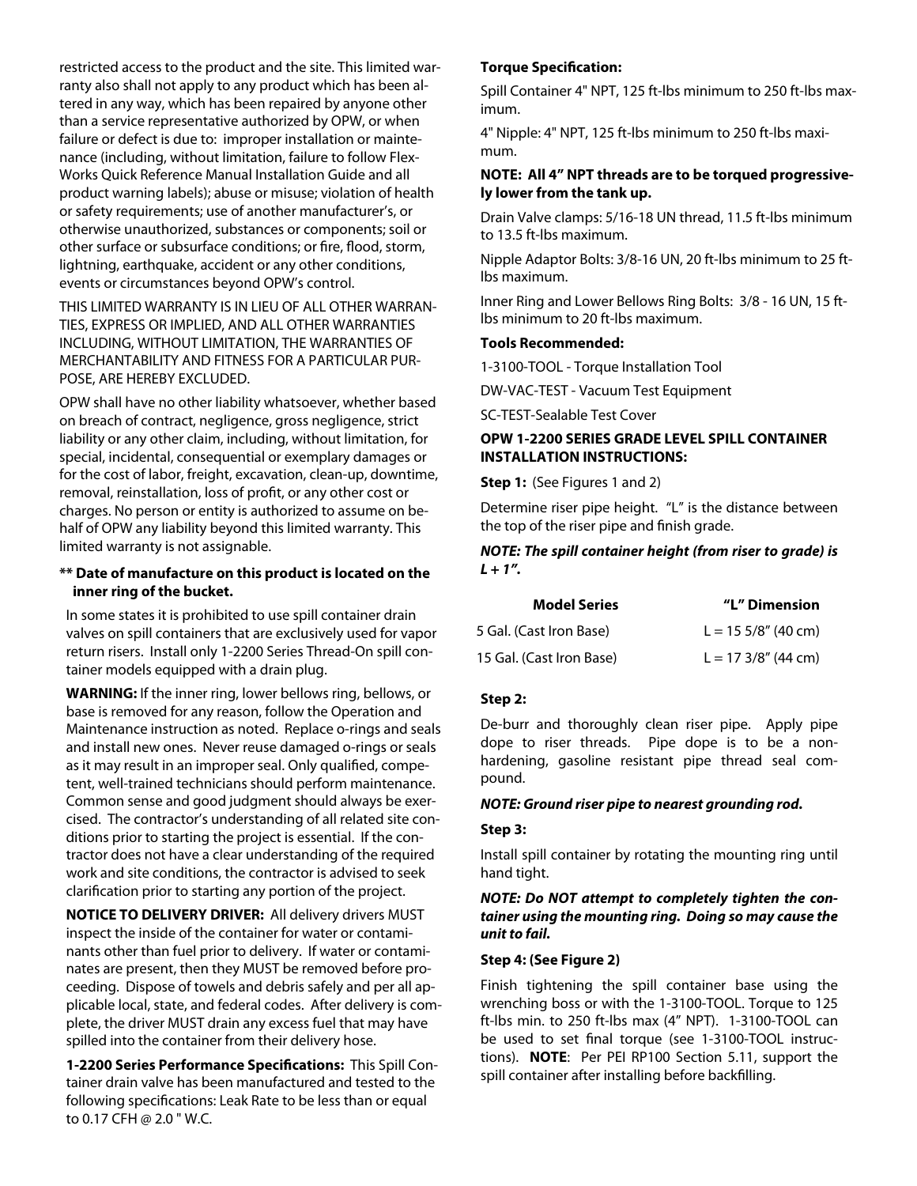restricted access to the product and the site. This limited warranty also shall not apply to any product which has been altered in any way, which has been repaired by anyone other than a service representative authorized by OPW, or when failure or defect is due to: improper installation or maintenance (including, without limitation, failure to follow FlexWorks Quick Reference Manual Installation Guide and all product warning labels); abuse or misuse; violation of health or safety requirements; use of another manufacturer's, or otherwise unauthorized, substances or components; soil or other surface or subsurface conditions; or fire, flood, storm, lightning, earthquake, accident or any other conditions, events or circumstances beyond OPW's control.

THIS LIMITED WARRANTY IS IN LIEU OF ALL OTHER WARRANTIES, EXPRESS OR IMPLIED, AND ALL OTHER WARRANTIES INCLUDING, WITHOUT LIMITATION, THE WARRANTIES OF MERCHANTABILITY AND FITNESS FOR A PARTICULAR PURPOSE, ARE HEREBY EXCLUDED.

OPW shall have no other liability whatsoever, whether based on breach of contract, negligence, gross negligence, strict liability or any other claim, including, without limitation, for special, incidental, consequential or exemplary damages or for the cost of labor, freight, excavation, clean-up, downtime, removal, reinstallation, loss of profit, or any other cost or charges. No person or entity is authorized to assume on behalf of OPW any liability beyond this limited warranty. This limited warranty is not assignable.

**\*\* Date of manufacture on this product is located on the inner ring of the bucket.**

In some states it is prohibited to use spill container drain valves on spill containers that are exclusively used for vapor return risers. Install only 1-2200 Series Thread-On spill container models equipped with a drain plug.

**WARNING:** If the inner ring, lower bellows ring, bellows, or base is removed for any reason, follow the Operation and Maintenance instruction as noted. Replace o-rings and seals and install new ones. Never reuse damaged o-rings or seals as it may result in an improper seal. Only qualified, competent, well-trained technicians should perform maintenance. Common sense and good judgment should always be exercised. The contractor's understanding of all related site conditions prior to starting the project is essential. If the contractor does not have a clear understanding of the required work and site conditions, the contractor is advised to seek clarification prior to starting any portion of the project.

**NOTICE TO DELIVERY DRIVER:** All delivery drivers MUST inspect the inside of the container for water or contaminants other than fuel prior to delivery. If water or contaminates are present, then they MUST be removed before proceeding. Dispose of towels and debris safely and per all applicable local, state, and federal codes. After delivery is complete, the driver MUST drain any excess fuel that may have spilled into the container from their delivery hose.

**1-2200 Series Performance Specifications:** This Spill Container drain valve has been manufactured and tested to the following specifications: Leak Rate to be less than or equal to 0.17 CFH @ 2.0 " W.C.

**Torque Specification:**

Spill Container 4" NPT, 125 ft-lbs minimum to 250 ft-lbs maximum.

4" Nipple: 4" NPT, 125 ft-lbs minimum to 250 ft-lbs maximum.

**NOTE: All 4" NPT threads are to be torqued progressively lower from the tank up.**

Drain Valve clamps: 5/16-18 UN thread, 11.5 ft-lbs minimum to 13.5 ft-lbs maximum.

Nipple Adaptor Bolts: 3/8-16 UN, 20 ft-lbs minimum to 25 ft-lbs maximum.

Inner Ring and Lower Bellows Ring Bolts: 3/8 - 16 UN, 15 ft-lbs minimum to 20 ft-lbs maximum.

**Tools Recommended:**

1-3100-TOOL - Torque Installation Tool

DW-VAC-TEST - Vacuum Test Equipment

SC-TEST-Sealable Test Cover

**OPW 1-2200 SERIES GRADE LEVEL SPILL CONTAINER INSTALLATION INSTRUCTIONS:**

**Step 1:** (See Figures 1 and 2)

Determine riser pipe height. "L" is the distance between the top of the riser pipe and finish grade.

***NOTE: The spill container height (from riser to grade) is L + 1".***

| Model Series | "L" Dimension |
|---|---|
| 5 Gal. (Cast Iron Base) | L = 15 5/8" (40 cm) |
| 15 Gal. (Cast Iron Base) | L = 17 3/8" (44 cm) |

**Step 2:**

De-burr and thoroughly clean riser pipe. Apply pipe dope to riser threads. Pipe dope is to be a non-hardening, gasoline resistant pipe thread seal compound.

***NOTE: Ground riser pipe to nearest grounding rod.***

**Step 3:**

Install spill container by rotating the mounting ring until hand tight.

***NOTE: Do NOT attempt to completely tighten the container using the mounting ring. Doing so may cause the unit to fail.***

**Step 4: (See Figure 2)**

Finish tightening the spill container base using the wrenching boss or with the 1-3100-TOOL. Torque to 125 ft-lbs min. to 250 ft-lbs max (4" NPT). 1-3100-TOOL can be used to set final torque (see 1-3100-TOOL instructions). **NOTE**: Per PEI RP100 Section 5.11, support the spill container after installing before backfilling.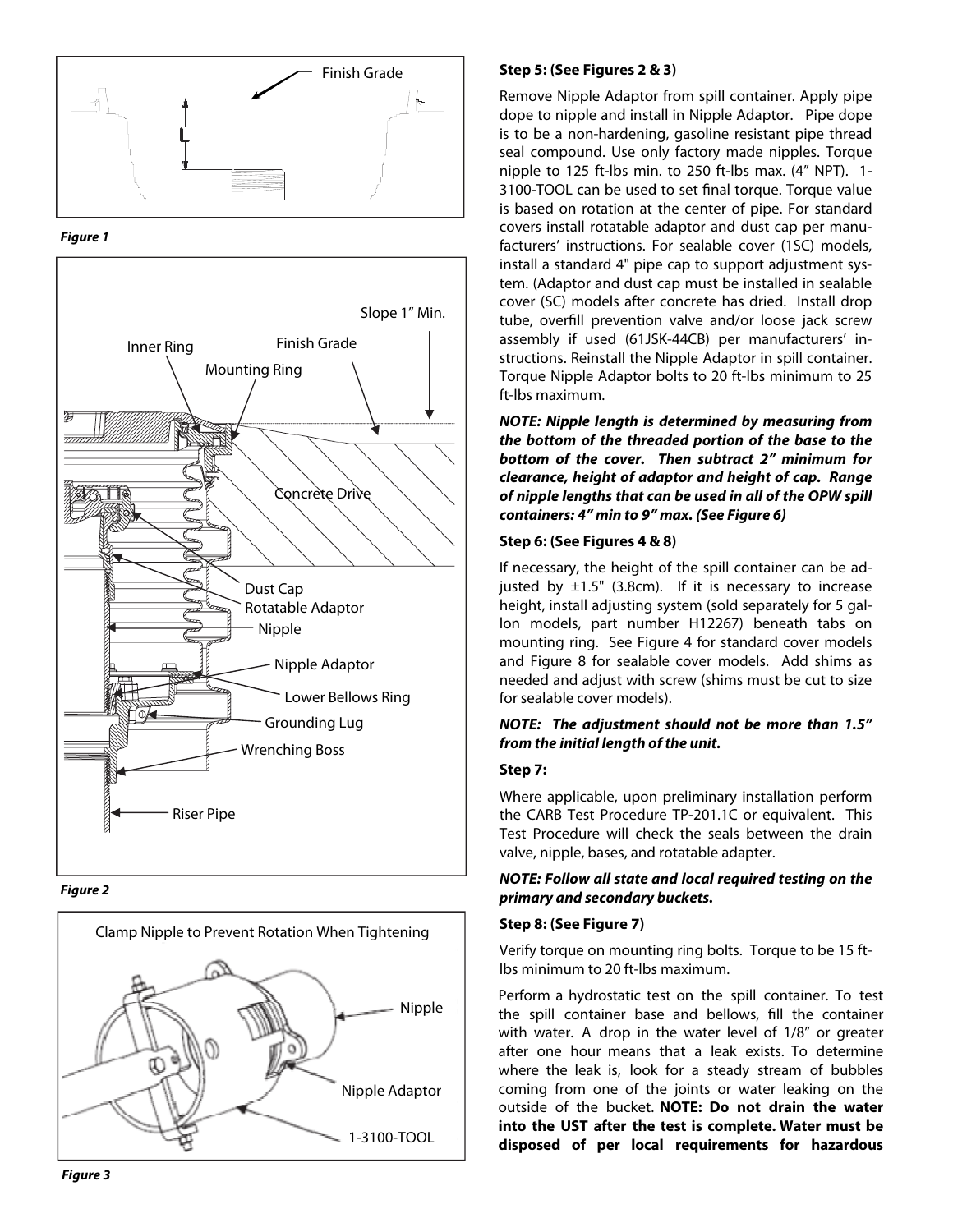Finish Grade

L

*Figure 1*

Slope 1" Min.

Inner Ring

Finish Grade

Mounting Ring

Concrete Drive

Dust Cap

Rotatable Adaptor

Nipple

Nipple Adaptor

Lower Bellows Ring

Grounding Lug

Wrenching Boss

Riser Pipe

*Figure 2*

Clamp Nipple to Prevent Rotation When Tightening

Nipple

Nipple Adaptor

1-3100-TOOL

*Figure 3*

**Step 5: (See Figures 2 & 3)**

Remove Nipple Adaptor from spill container. Apply pipe dope to nipple and install in Nipple Adaptor. Pipe dope is to be a non-hardening, gasoline resistant pipe thread seal compound. Use only factory made nipples. Torque nipple to 125 ft-lbs min. to 250 ft-lbs max. (4" NPT). 1-3100-TOOL can be used to set final torque. Torque value is based on rotation at the center of pipe. For standard covers install rotatable adaptor and dust cap per manufacturers' instructions. For sealable cover (1SC) models, install a standard 4" pipe cap to support adjustment system. (Adaptor and dust cap must be installed in sealable cover (SC) models after concrete has dried. Install drop tube, overfill prevention valve and/or loose jack screw assembly if used (61JSK-44CB) per manufacturers' instructions. Reinstall the Nipple Adaptor in spill container. Torque Nipple Adaptor bolts to 20 ft-lbs minimum to 25 ft-lbs maximum.

***NOTE: Nipple length is determined by measuring from the bottom of the threaded portion of the base to the bottom of the cover. Then subtract 2" minimum for clearance, height of adaptor and height of cap. Range of nipple lengths that can be used in all of the OPW spill containers: 4" min to 9" max. (See Figure 6)***

**Step 6: (See Figures 4 & 8)**

If necessary, the height of the spill container can be adjusted by ±1.5" (3.8cm). If it is necessary to increase height, install adjusting system (sold separately for 5 gallon models, part number H12267) beneath tabs on mounting ring. See Figure 4 for standard cover models and Figure 8 for sealable cover models. Add shims as needed and adjust with screw (shims must be cut to size for sealable cover models).

***NOTE: The adjustment should not be more than 1.5" from the initial length of the unit.***

**Step 7:**

Where applicable, upon preliminary installation perform the CARB Test Procedure TP-201.1C or equivalent. This Test Procedure will check the seals between the drain valve, nipple, bases, and rotatable adapter.

***NOTE: Follow all state and local required testing on the primary and secondary buckets.***

**Step 8: (See Figure 7)**

Verify torque on mounting ring bolts. Torque to be 15 ft-lbs minimum to 20 ft-lbs maximum.

Perform a hydrostatic test on the spill container. To test the spill container base and bellows, fill the container with water. A drop in the water level of 1/8" or greater after one hour means that a leak exists. To determine where the leak is, look for a steady stream of bubbles coming from one of the joints or water leaking on the outside of the bucket. **NOTE: Do not drain the water into the UST after the test is complete. Water must be disposed of per local requirements for hazardous**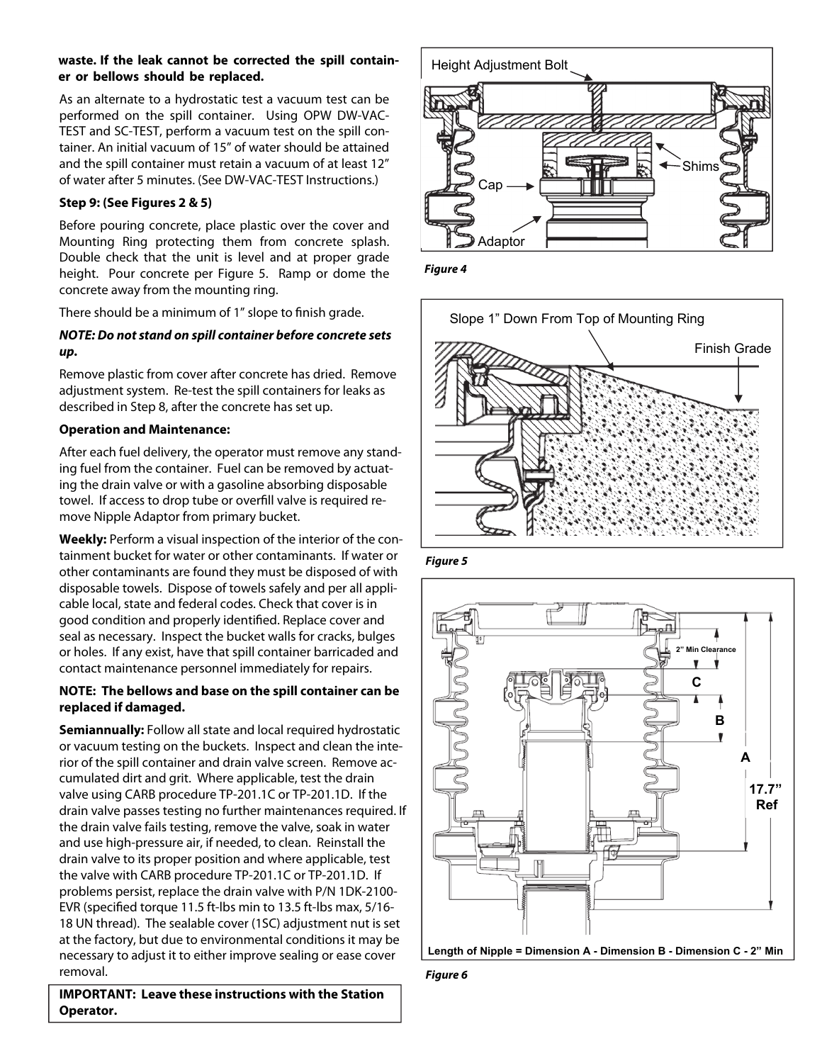**waste. If the leak cannot be corrected the spill container or bellows should be replaced.**

As an alternate to a hydrostatic test a vacuum test can be performed on the spill container. Using OPW DW-VAC-TEST and SC-TEST, perform a vacuum test on the spill container. An initial vacuum of 15" of water should be attained and the spill container must retain a vacuum of at least 12" of water after 5 minutes. (See DW-VAC-TEST Instructions.)

**Step 9: (See Figures 2 & 5)**

Before pouring concrete, place plastic over the cover and Mounting Ring protecting them from concrete splash. Double check that the unit is level and at proper grade height. Pour concrete per Figure 5. Ramp or dome the concrete away from the mounting ring.

There should be a minimum of 1" slope to finish grade.

***NOTE: Do not stand on spill container before concrete sets up.***

Remove plastic from cover after concrete has dried. Remove adjustment system. Re-test the spill containers for leaks as described in Step 8, after the concrete has set up.

**Operation and Maintenance:**

After each fuel delivery, the operator must remove any standing fuel from the container. Fuel can be removed by actuating the drain valve or with a gasoline absorbing disposable towel. If access to drop tube or overfill valve is required remove Nipple Adaptor from primary bucket.

**Weekly:** Perform a visual inspection of the interior of the containment bucket for water or other contaminants. If water or other contaminants are found they must be disposed of with disposable towels. Dispose of towels safely and per all applicable local, state and federal codes. Check that cover is in good condition and properly identified. Replace cover and seal as necessary. Inspect the bucket walls for cracks, bulges or holes. If any exist, have that spill container barricaded and contact maintenance personnel immediately for repairs.

**NOTE: The bellows and base on the spill container can be replaced if damaged.**

**Semiannually:** Follow all state and local required hydrostatic or vacuum testing on the buckets. Inspect and clean the interior of the spill container and drain valve screen. Remove accumulated dirt and grit. Where applicable, test the drain valve using CARB procedure TP-201.1C or TP-201.1D. If the drain valve passes testing no further maintenances required. If the drain valve fails testing, remove the valve, soak in water and use high-pressure air, if needed, to clean. Reinstall the drain valve to its proper position and where applicable, test the valve with CARB procedure TP-201.1C or TP-201.1D. If problems persist, replace the drain valve with P/N 1DK-2100-EVR (specified torque 11.5 ft-lbs min to 13.5 ft-lbs max, 5/16-18 UN thread). The sealable cover (1SC) adjustment nut is set at the factory, but due to environmental conditions it may be necessary to adjust it to either improve sealing or ease cover removal.

**IMPORTANT: Leave these instructions with the Station Operator.**

Height Adjustment Bolt

Shims

Cap

Adaptor

*Figure 4*

Slope 1" Down From Top of Mounting Ring

Finish Grade

*Figure 5*

2" Min Clearance

C

B

A

17.7" Ref

**Length of Nipple = Dimension A - Dimension B - Dimension C - 2" Min**

*Figure 6*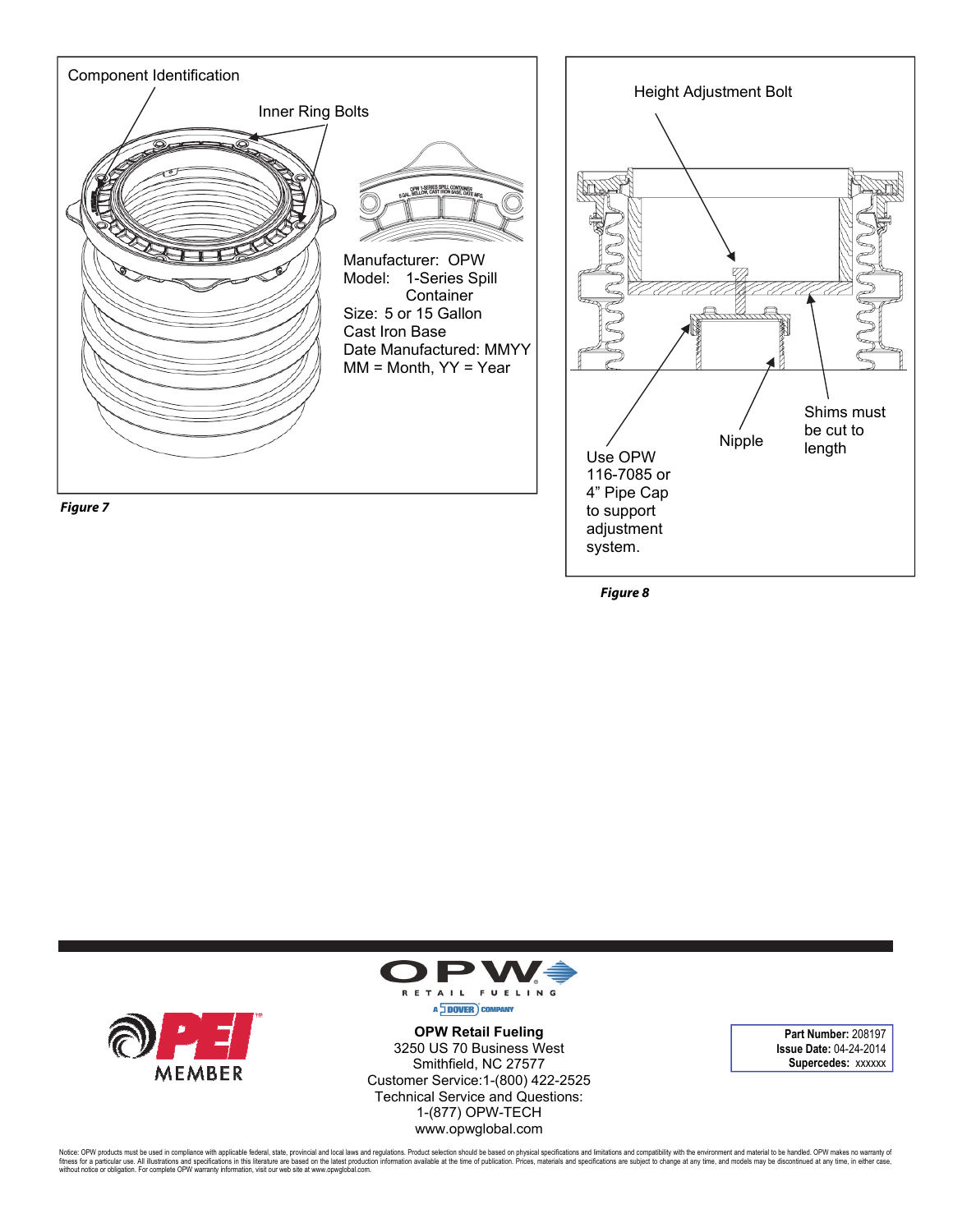Component Identification

Inner Ring Bolts

Manufacturer: OPW
Model: 1-Series Spill Container
Size: 5 or 15 Gallon
Cast Iron Base
Date Manufactured: MMYY
MM = Month, YY = Year

*Figure 7*

Height Adjustment Bolt

Use OPW 116-7085 or 4" Pipe Cap to support adjustment system.

Nipple

Shims must be cut to length

*Figure 8*

**OPW Retail Fueling**
3250 US 70 Business West
Smithfield, NC 27577
Customer Service:1-(800) 422-2525
Technical Service and Questions:
1-(877) OPW-TECH
www.opwglobal.com

**Part Number:** 208197
**Issue Date:** 04-24-2014
**Supercedes:** xxxxxx

Notice: OPW products must be used in compliance with applicable federal, state, provincial and local laws and regulations. Product selection should be based on physical specifications and limitations and compatibility with the environment and material to be handled. OPW makes no warranty of fitness for a particular use. All illustrations and specifications in this literature are based on the latest production information available at the time of publication. Prices, materials and specifications are subject to change at any time, and models may be discontinued at any time, in either case, without notice or obligation. For complete OPW warranty information, visit our web site at www.opwglobal.com.